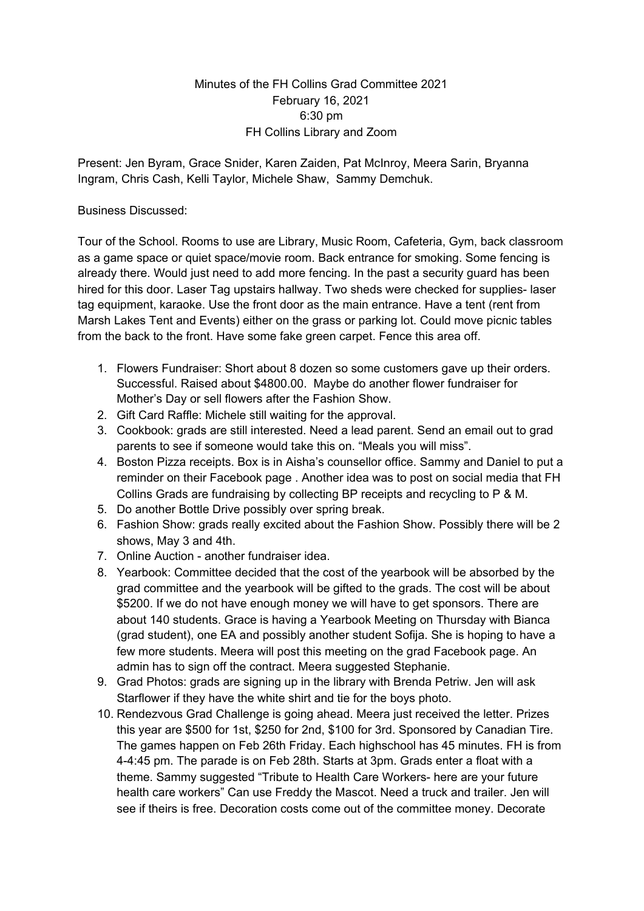Minutes of the FH Collins Grad Committee 2021
February 16, 2021
6:30 pm
FH Collins Library and Zoom

Present: Jen Byram, Grace Snider, Karen Zaiden, Pat McInroy, Meera Sarin, Bryanna Ingram, Chris Cash, Kelli Taylor, Michele Shaw, Sammy Demchuk.

Business Discussed:

Tour of the School. Rooms to use are Library, Music Room, Cafeteria, Gym, back classroom as a game space or quiet space/movie room. Back entrance for smoking. Some fencing is already there. Would just need to add more fencing. In the past a security guard has been hired for this door. Laser Tag upstairs hallway. Two sheds were checked for supplies- laser tag equipment, karaoke. Use the front door as the main entrance. Have a tent (rent from Marsh Lakes Tent and Events) either on the grass or parking lot. Could move picnic tables from the back to the front. Have some fake green carpet. Fence this area off.

1. Flowers Fundraiser: Short about 8 dozen so some customers gave up their orders. Successful. Raised about $4800.00. Maybe do another flower fundraiser for Mother's Day or sell flowers after the Fashion Show.
2. Gift Card Raffle: Michele still waiting for the approval.
3. Cookbook: grads are still interested. Need a lead parent. Send an email out to grad parents to see if someone would take this on. "Meals you will miss".
4. Boston Pizza receipts. Box is in Aisha's counsellor office. Sammy and Daniel to put a reminder on their Facebook page . Another idea was to post on social media that FH Collins Grads are fundraising by collecting BP receipts and recycling to P & M.
5. Do another Bottle Drive possibly over spring break.
6. Fashion Show: grads really excited about the Fashion Show. Possibly there will be 2 shows, May 3 and 4th.
7. Online Auction - another fundraiser idea.
8. Yearbook: Committee decided that the cost of the yearbook will be absorbed by the grad committee and the yearbook will be gifted to the grads. The cost will be about $5200. If we do not have enough money we will have to get sponsors. There are about 140 students. Grace is having a Yearbook Meeting on Thursday with Bianca (grad student), one EA and possibly another student Sofija. She is hoping to have a few more students. Meera will post this meeting on the grad Facebook page. An admin has to sign off the contract. Meera suggested Stephanie.
9. Grad Photos: grads are signing up in the library with Brenda Petriw. Jen will ask Starflower if they have the white shirt and tie for the boys photo.
10. Rendezvous Grad Challenge is going ahead. Meera just received the letter. Prizes this year are $500 for 1st, $250 for 2nd, $100 for 3rd. Sponsored by Canadian Tire. The games happen on Feb 26th Friday. Each highschool has 45 minutes. FH is from 4-4:45 pm. The parade is on Feb 28th. Starts at 3pm. Grads enter a float with a theme. Sammy suggested "Tribute to Health Care Workers- here are your future health care workers" Can use Freddy the Mascot. Need a truck and trailer. Jen will see if theirs is free. Decoration costs come out of the committee money. Decorate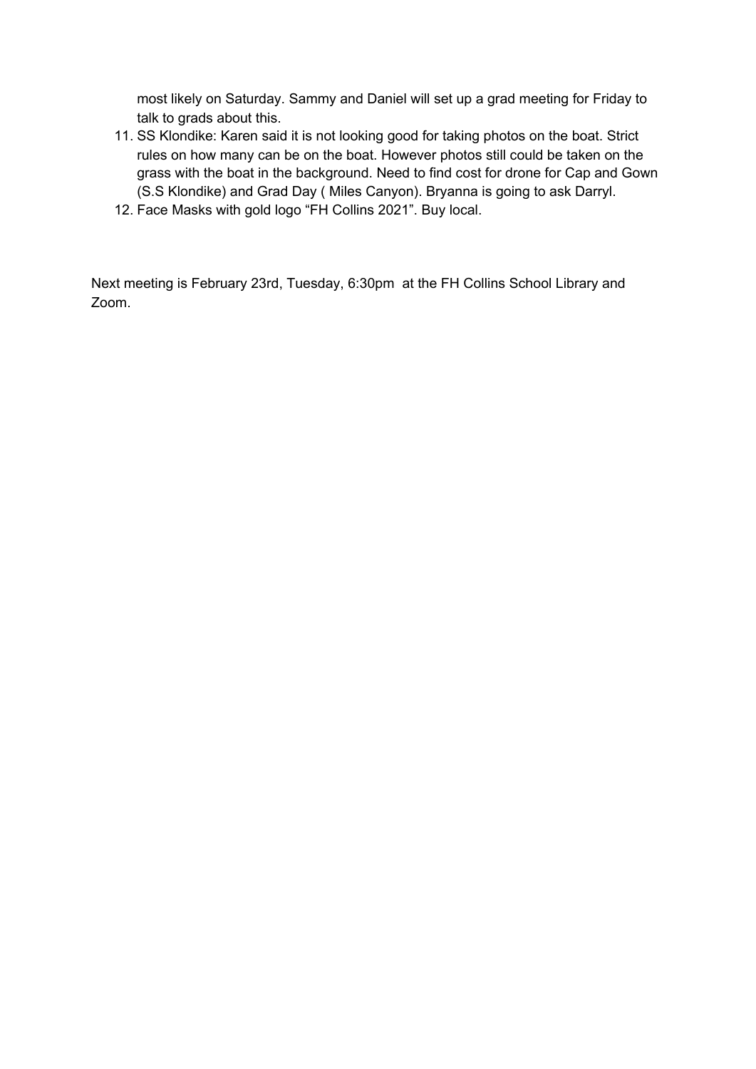most likely on Saturday. Sammy and Daniel will set up a grad meeting for Friday to talk to grads about this.

11. SS Klondike: Karen said it is not looking good for taking photos on the boat. Strict rules on how many can be on the boat. However photos still could be taken on the grass with the boat in the background. Need to find cost for drone for Cap and Gown (S.S Klondike) and Grad Day ( Miles Canyon). Bryanna is going to ask Darryl.
12. Face Masks with gold logo "FH Collins 2021". Buy local.

Next meeting is February 23rd, Tuesday, 6:30pm at the FH Collins School Library and Zoom.